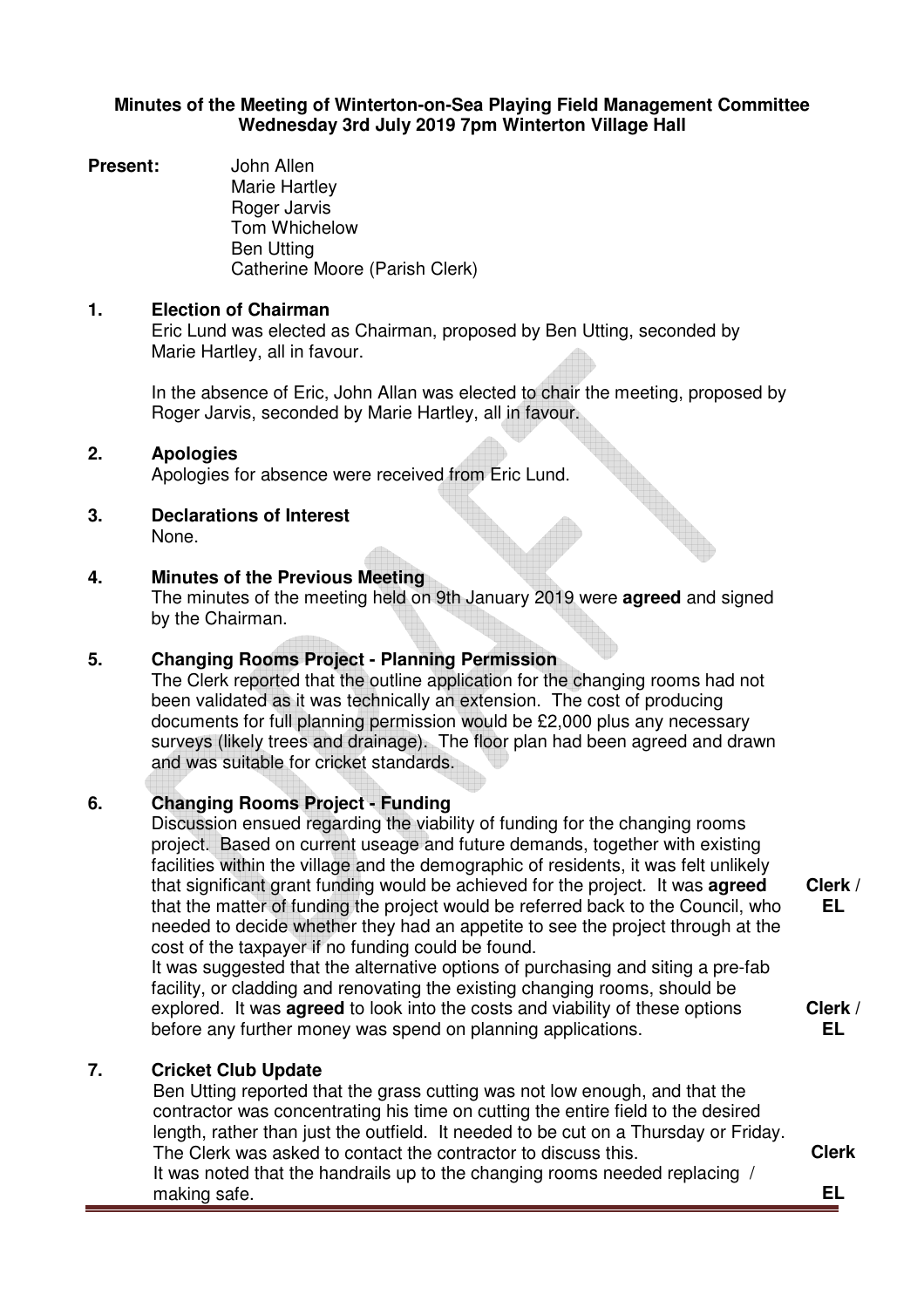**Minutes of the Meeting of Winterton-on-Sea Playing Field Management Committee**
**Wednesday 3rd July 2019 7pm Winterton Village Hall**

**Present:** John Allen
Marie Hartley
Roger Jarvis
Tom Whichelow
Ben Utting
Catherine Moore (Parish Clerk)

## 1. Election of Chairman

Eric Lund was elected as Chairman, proposed by Ben Utting, seconded by Marie Hartley, all in favour.

In the absence of Eric, John Allan was elected to chair the meeting, proposed by Roger Jarvis, seconded by Marie Hartley, all in favour.

## 2. Apologies

Apologies for absence were received from Eric Lund.

## 3. Declarations of Interest

None.

## 4. Minutes of the Previous Meeting

The minutes of the meeting held on 9th January 2019 were **agreed** and signed by the Chairman.

## 5. Changing Rooms Project - Planning Permission

The Clerk reported that the outline application for the changing rooms had not been validated as it was technically an extension. The cost of producing documents for full planning permission would be £2,000 plus any necessary surveys (likely trees and drainage). The floor plan had been agreed and drawn and was suitable for cricket standards.

## 6. Changing Rooms Project - Funding

Discussion ensued regarding the viability of funding for the changing rooms project. Based on current useage and future demands, together with existing facilities within the village and the demographic of residents, it was felt unlikely that significant grant funding would be achieved for the project. It was **agreed** that the matter of funding the project would be referred back to the Council, who needed to decide whether they had an appetite to see the project through at the cost of the taxpayer if no funding could be found. **Clerk / EL**

It was suggested that the alternative options of purchasing and siting a pre-fab facility, or cladding and renovating the existing changing rooms, should be explored. It was **agreed** to look into the costs and viability of these options before any further money was spend on planning applications. **Clerk / EL**

## 7. Cricket Club Update

Ben Utting reported that the grass cutting was not low enough, and that the contractor was concentrating his time on cutting the entire field to the desired length, rather than just the outfield. It needed to be cut on a Thursday or Friday. The Clerk was asked to contact the contractor to discuss this. **Clerk**

It was noted that the handrails up to the changing rooms needed replacing / making safe. **EL**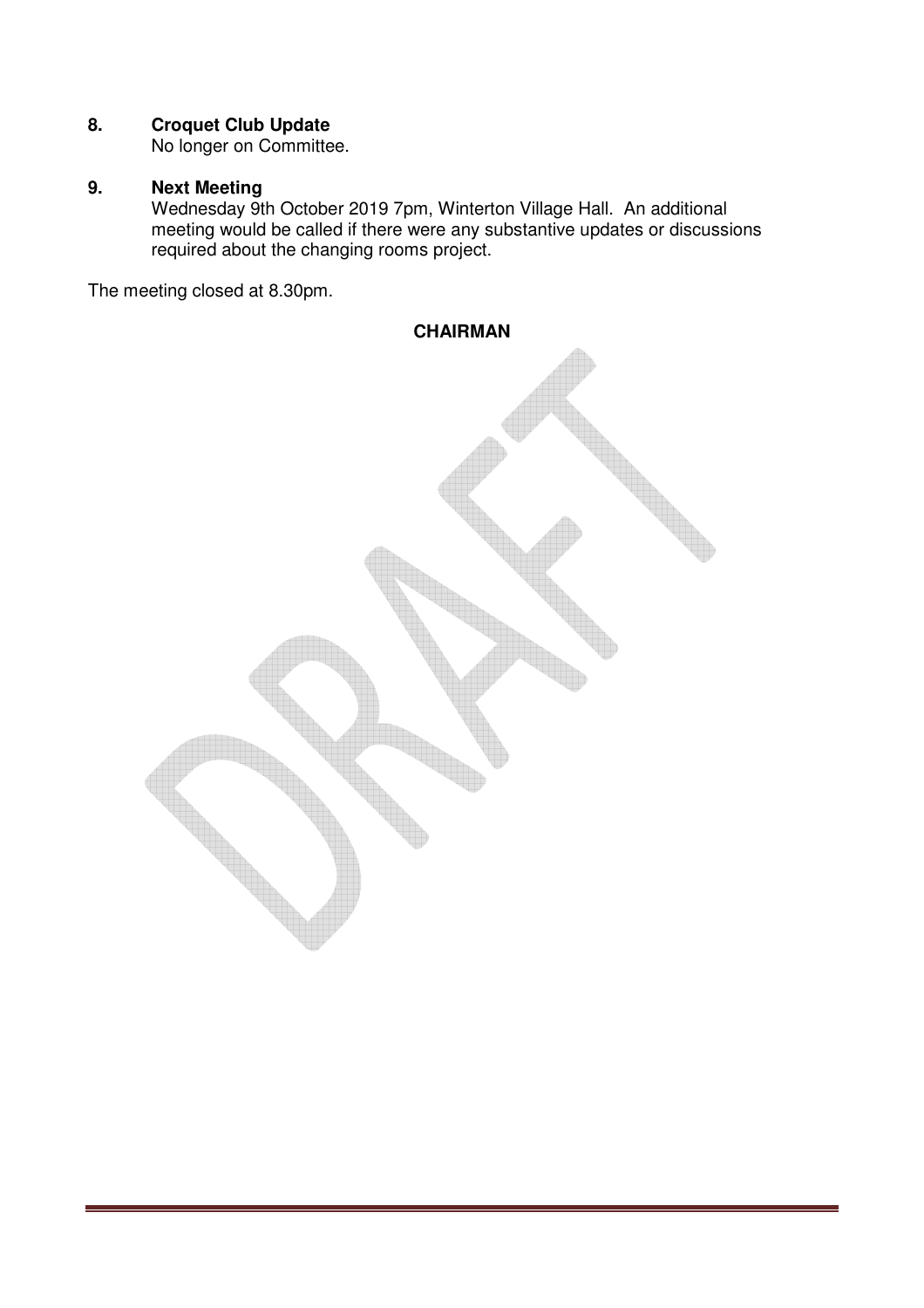**8. Croquet Club Update**

No longer on Committee.

**9. Next Meeting**

Wednesday 9th October 2019 7pm, Winterton Village Hall. An additional meeting would be called if there were any substantive updates or discussions required about the changing rooms project.

The meeting closed at 8.30pm.

**CHAIRMAN**